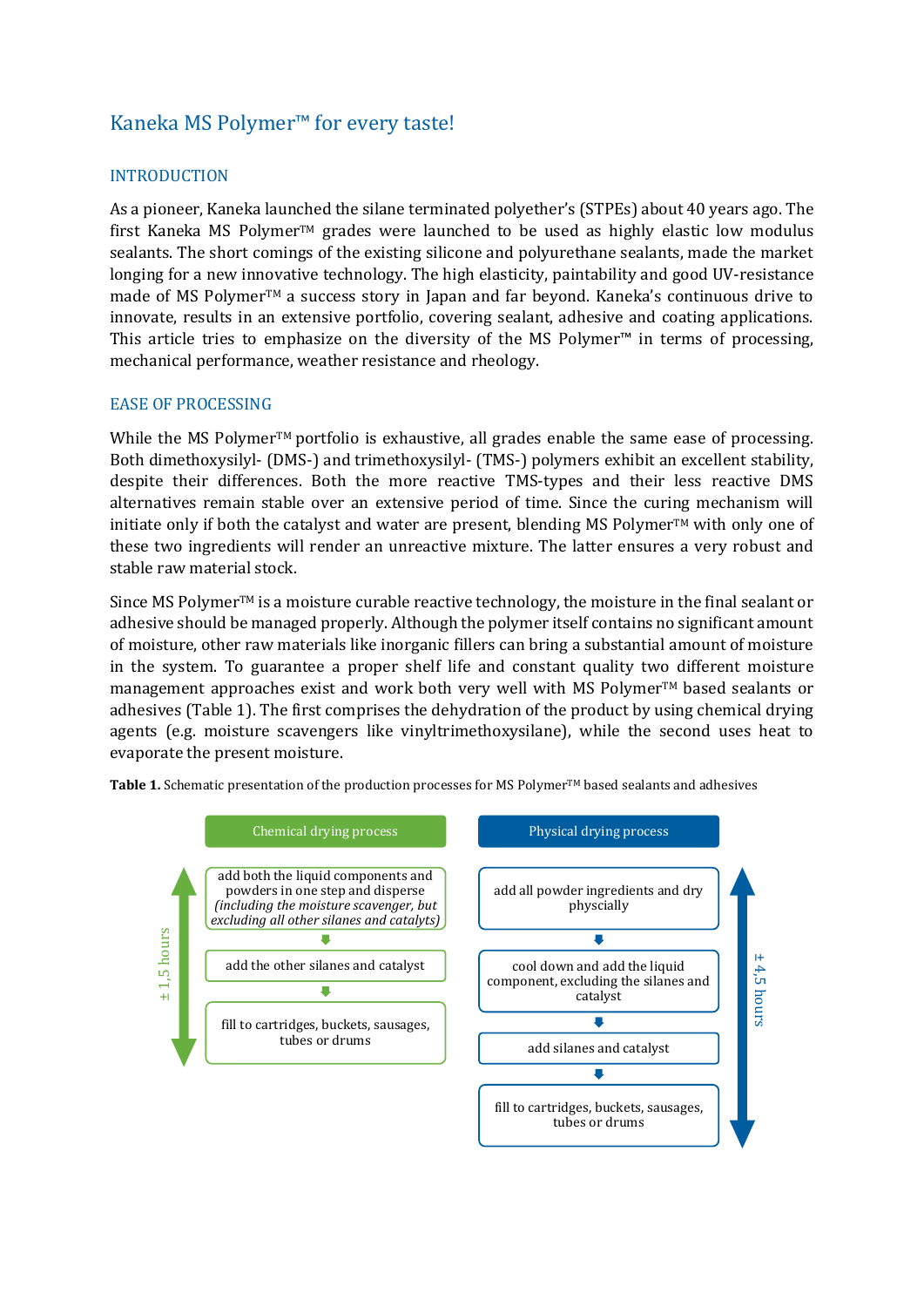# Kaneka MS Polymer™ for every taste!

## INTRODUCTION

As a pioneer, Kaneka launched the silane terminated polyether's (STPEs) about 40 years ago. The first Kaneka MS Polymer™ grades were launched to be used as highly elastic low modulus sealants. The short comings of the existing silicone and polyurethane sealants, made the market longing for a new innovative technology. The high elasticity, paintability and good UV-resistance made of MS Polymer™ a success story in Japan and far beyond. Kaneka's continuous drive to innovate, results in an extensive portfolio, covering sealant, adhesive and coating applications. This article tries to emphasize on the diversity of the MS Polymer™ in terms of processing, mechanical performance, weather resistance and rheology.

## EASE OF PROCESSING

While the MS Polymer™ portfolio is exhaustive, all grades enable the same ease of processing. Both dimethoxysilyl- (DMS-) and trimethoxysilyl- (TMS-) polymers exhibit an excellent stability, despite their differences. Both the more reactive TMS-types and their less reactive DMS alternatives remain stable over an extensive period of time. Since the curing mechanism will initiate only if both the catalyst and water are present, blending MS Polymer™ with only one of these two ingredients will render an unreactive mixture. The latter ensures a very robust and stable raw material stock.

Since MS Polymer™ is a moisture curable reactive technology, the moisture in the final sealant or adhesive should be managed properly. Although the polymer itself contains no significant amount of moisture, other raw materials like inorganic fillers can bring a substantial amount of moisture in the system. To guarantee a proper shelf life and constant quality two different moisture management approaches exist and work both very well with MS Polymer™ based sealants or adhesives (Table 1). The first comprises the dehydration of the product by using chemical drying agents (e.g. moisture scavengers like vinyltrimethoxysilane), while the second uses heat to evaporate the present moisture.

**Table 1.** Schematic presentation of the production processes for MS Polymer™ based sealants and adhesives

| Step | Chemical drying process (± 1,5 hours) | Physical drying process (± 4,5 hours) |
|---|---|---|
| 1 | add both the liquid components and powders in one step and disperse *(including the moisture scavenger, but excluding all other silanes and catalyts)* | add all powder ingredients and dry physcially |
| 2 | add the other silanes and catalyst | cool down and add the liquid component, excluding the silanes and catalyst |
| 3 | fill to cartridges, buckets, sausages, tubes or drums | add silanes and catalyst |
| 4 | | fill to cartridges, buckets, sausages, tubes or drums |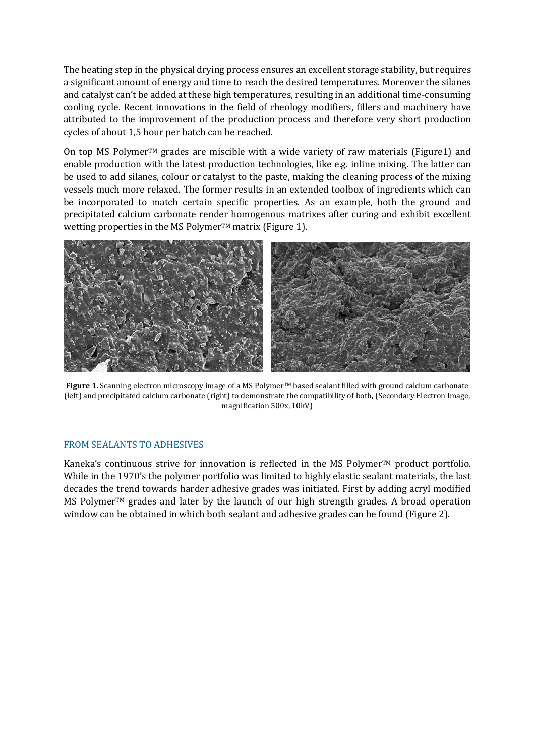The heating step in the physical drying process ensures an excellent storage stability, but requires a significant amount of energy and time to reach the desired temperatures. Moreover the silanes and catalyst can't be added at these high temperatures, resulting in an additional time-consuming cooling cycle. Recent innovations in the field of rheology modifiers, fillers and machinery have attributed to the improvement of the production process and therefore very short production cycles of about 1,5 hour per batch can be reached.

On top MS Polymer™ grades are miscible with a wide variety of raw materials (Figure1) and enable production with the latest production technologies, like e.g. inline mixing. The latter can be used to add silanes, colour or catalyst to the paste, making the cleaning process of the mixing vessels much more relaxed. The former results in an extended toolbox of ingredients which can be incorporated to match certain specific properties. As an example, both the ground and precipitated calcium carbonate render homogenous matrixes after curing and exhibit excellent wetting properties in the MS Polymer™ matrix (Figure 1).

**Figure 1.** Scanning electron microscopy image of a MS Polymer™ based sealant filled with ground calcium carbonate (left) and precipitated calcium carbonate (right) to demonstrate the compatibility of both, (Secondary Electron Image, magnification 500x, 10kV)

## FROM SEALANTS TO ADHESIVES

Kaneka's continuous strive for innovation is reflected in the MS Polymer™ product portfolio. While in the 1970's the polymer portfolio was limited to highly elastic sealant materials, the last decades the trend towards harder adhesive grades was initiated. First by adding acryl modified MS Polymer™ grades and later by the launch of our high strength grades. A broad operation window can be obtained in which both sealant and adhesive grades can be found (Figure 2).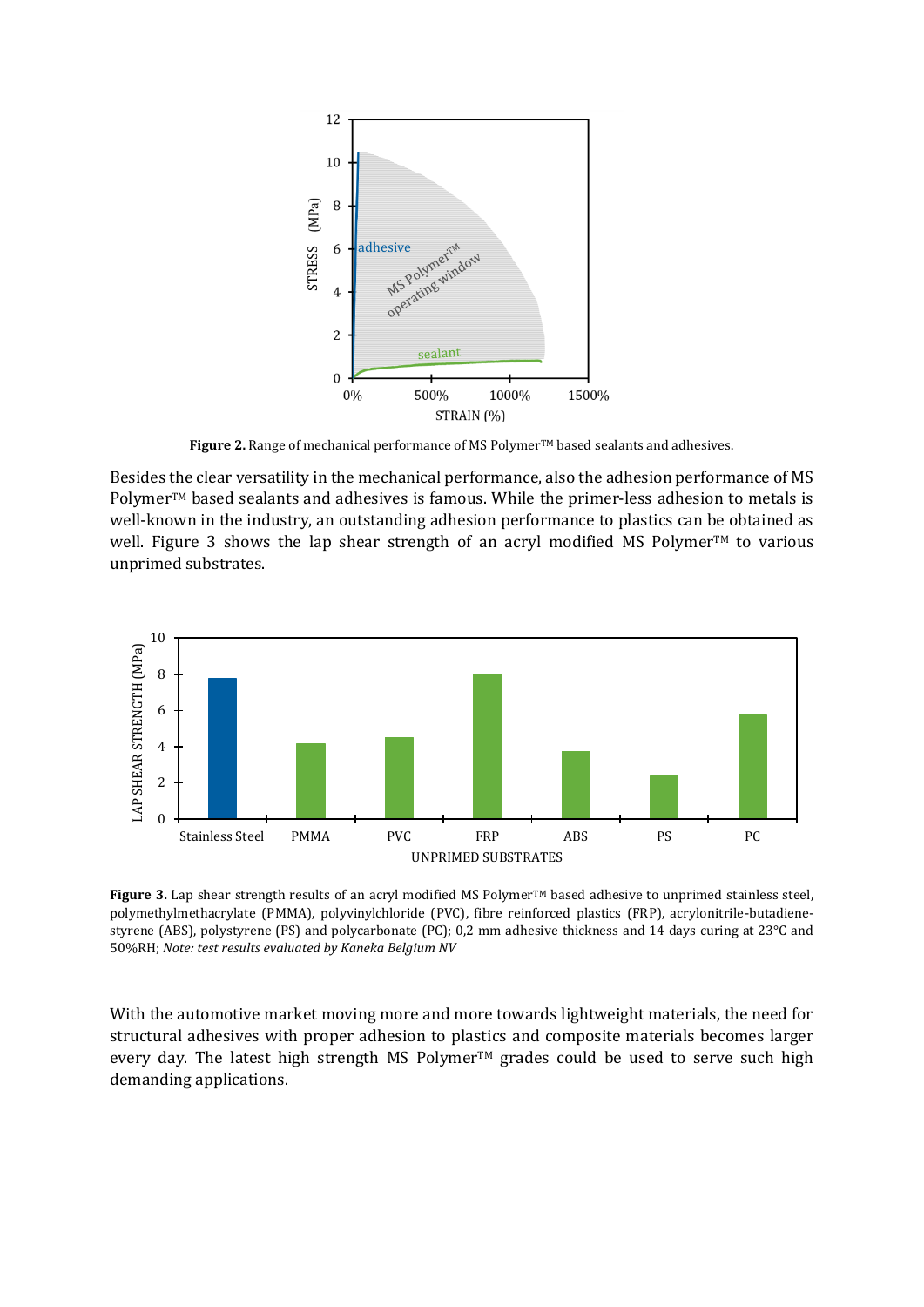**Figure 2.** Range of mechanical performance of MS Polymer™ based sealants and adhesives.

Besides the clear versatility in the mechanical performance, also the adhesion performance of MS Polymer™ based sealants and adhesives is famous. While the primer-less adhesion to metals is well-known in the industry, an outstanding adhesion performance to plastics can be obtained as well. Figure 3 shows the lap shear strength of an acryl modified MS Polymer™ to various unprimed substrates.

**Figure 3.** Lap shear strength results of an acryl modified MS Polymer™ based adhesive to unprimed stainless steel, polymethylmethacrylate (PMMA), polyvinylchloride (PVC), fibre reinforced plastics (FRP), acrylonitrile-butadiene-styrene (ABS), polystyrene (PS) and polycarbonate (PC); 0,2 mm adhesive thickness and 14 days curing at 23°C and 50%RH; *Note: test results evaluated by Kaneka Belgium NV*

With the automotive market moving more and more towards lightweight materials, the need for structural adhesives with proper adhesion to plastics and composite materials becomes larger every day. The latest high strength MS Polymer™ grades could be used to serve such high demanding applications.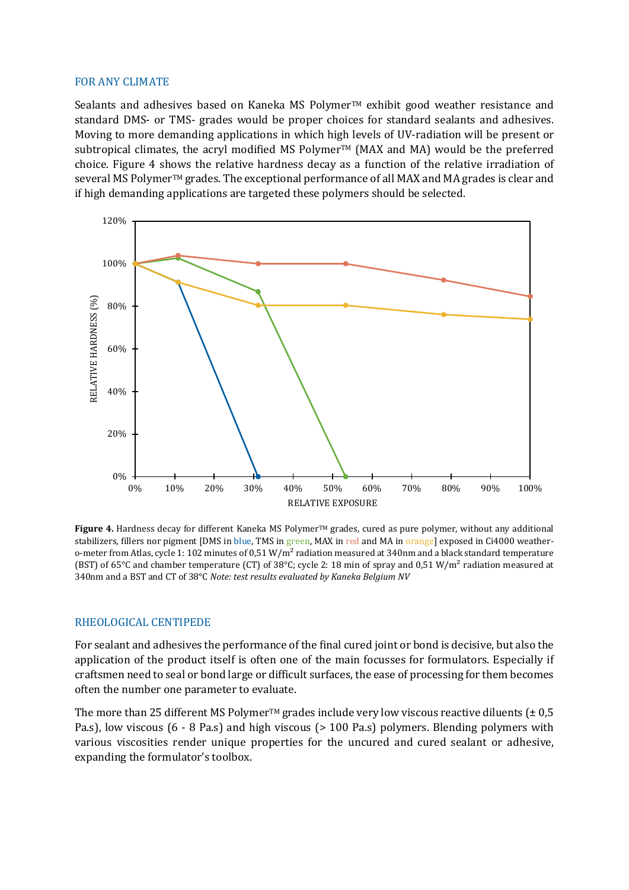## FOR ANY CLIMATE

Sealants and adhesives based on Kaneka MS Polymer™ exhibit good weather resistance and standard DMS- or TMS- grades would be proper choices for standard sealants and adhesives. Moving to more demanding applications in which high levels of UV-radiation will be present or subtropical climates, the acryl modified MS Polymer™ (MAX and MA) would be the preferred choice. Figure 4 shows the relative hardness decay as a function of the relative irradiation of several MS Polymer™ grades. The exceptional performance of all MAX and MA grades is clear and if high demanding applications are targeted these polymers should be selected.

**Figure 4.** Hardness decay for different Kaneka MS Polymer™ grades, cured as pure polymer, without any additional stabilizers, fillers nor pigment [DMS in blue, TMS in green, MAX in red and MA in orange] exposed in Ci4000 weather-o-meter from Atlas, cycle 1: 102 minutes of 0,51 W/m² radiation measured at 340nm and a black standard temperature (BST) of 65°C and chamber temperature (CT) of 38°C; cycle 2: 18 min of spray and 0,51 W/m² radiation measured at 340nm and a BST and CT of 38°C *Note: test results evaluated by Kaneka Belgium NV*

## RHEOLOGICAL CENTIPEDE

For sealant and adhesives the performance of the final cured joint or bond is decisive, but also the application of the product itself is often one of the main focusses for formulators. Especially if craftsmen need to seal or bond large or difficult surfaces, the ease of processing for them becomes often the number one parameter to evaluate.

The more than 25 different MS Polymer™ grades include very low viscous reactive diluents (± 0,5 Pa.s), low viscous (6 - 8 Pa.s) and high viscous (> 100 Pa.s) polymers. Blending polymers with various viscosities render unique properties for the uncured and cured sealant or adhesive, expanding the formulator's toolbox.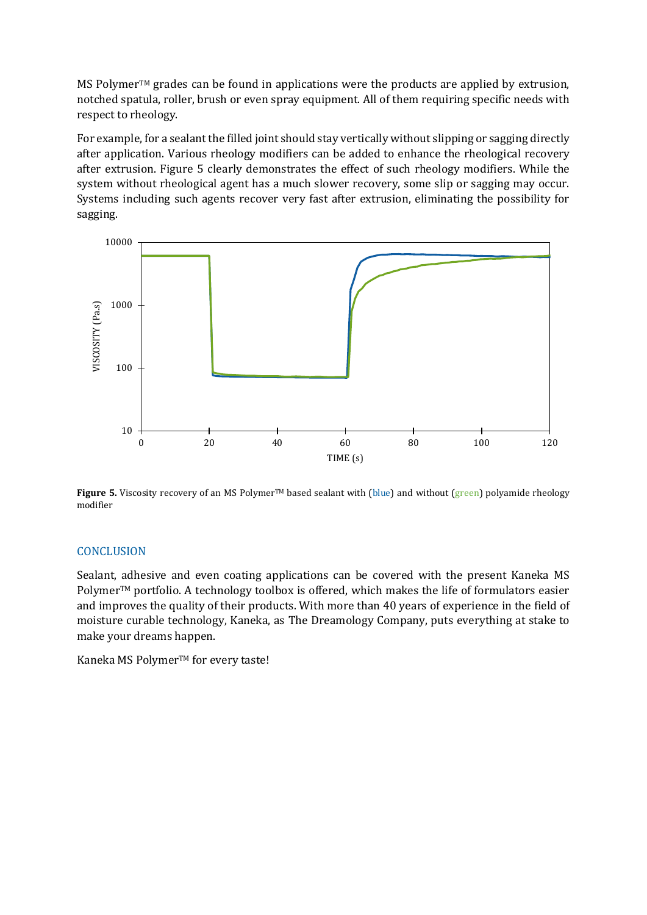MS Polymer™ grades can be found in applications were the products are applied by extrusion, notched spatula, roller, brush or even spray equipment. All of them requiring specific needs with respect to rheology.

For example, for a sealant the filled joint should stay vertically without slipping or sagging directly after application. Various rheology modifiers can be added to enhance the rheological recovery after extrusion. Figure 5 clearly demonstrates the effect of such rheology modifiers. While the system without rheological agent has a much slower recovery, some slip or sagging may occur. Systems including such agents recover very fast after extrusion, eliminating the possibility for sagging.

VISCOSITY (Pa.s)

10000
1000
100
10

0
20
40
60
80
100
120

TIME (s)

**Figure 5.** Viscosity recovery of an MS Polymer™ based sealant with (blue) and without (green) polyamide rheology modifier

## CONCLUSION

Sealant, adhesive and even coating applications can be covered with the present Kaneka MS Polymer™ portfolio. A technology toolbox is offered, which makes the life of formulators easier and improves the quality of their products. With more than 40 years of experience in the field of moisture curable technology, Kaneka, as The Dreamology Company, puts everything at stake to make your dreams happen.

Kaneka MS Polymer™ for every taste!